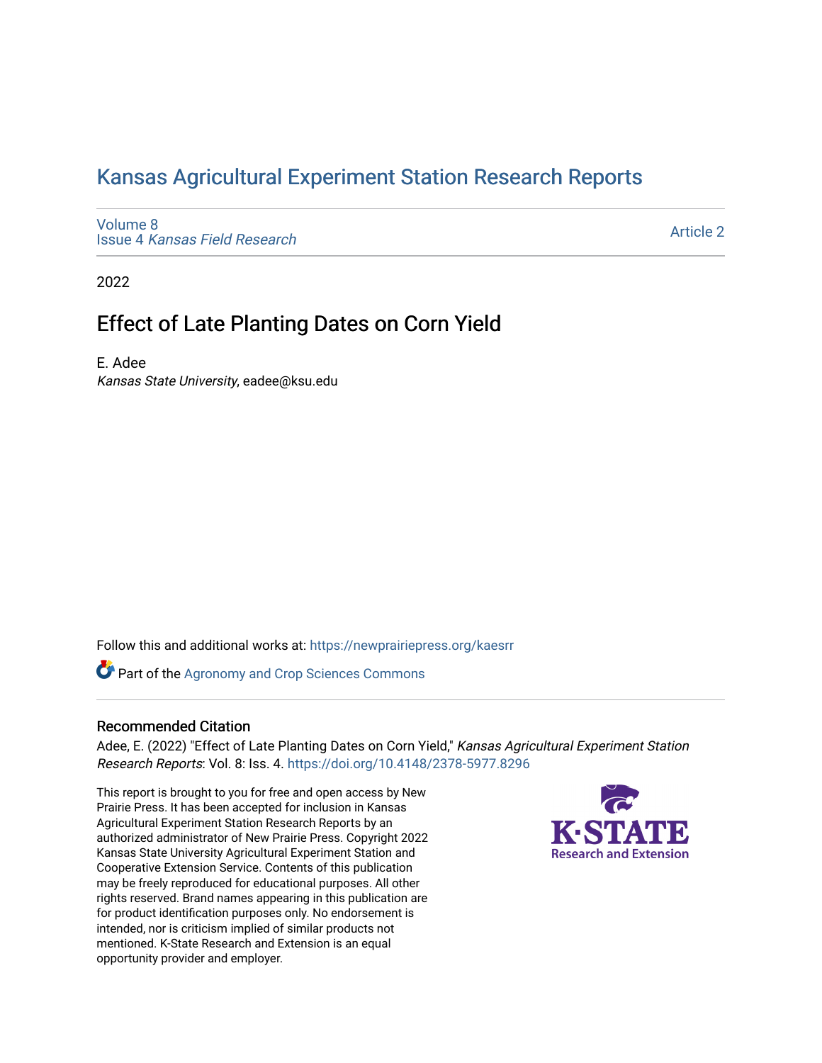# Kansas Agricultural Experiment Station Research Reports

Volume 8
Issue 4 *Kansas Field Research*

Article 2

2022

## Effect of Late Planting Dates on Corn Yield

E. Adee
*Kansas State University*, eadee@ksu.edu

Follow this and additional works at: https://newprairiepress.org/kaesrr

Part of the Agronomy and Crop Sciences Commons

### Recommended Citation

Adee, E. (2022) "Effect of Late Planting Dates on Corn Yield," *Kansas Agricultural Experiment Station Research Reports*: Vol. 8: Iss. 4. https://doi.org/10.4148/2378-5977.8296

This report is brought to you for free and open access by New Prairie Press. It has been accepted for inclusion in Kansas Agricultural Experiment Station Research Reports by an authorized administrator of New Prairie Press. Copyright 2022 Kansas State University Agricultural Experiment Station and Cooperative Extension Service. Contents of this publication may be freely reproduced for educational purposes. All other rights reserved. Brand names appearing in this publication are for product identification purposes only. No endorsement is intended, nor is criticism implied of similar products not mentioned. K-State Research and Extension is an equal opportunity provider and employer.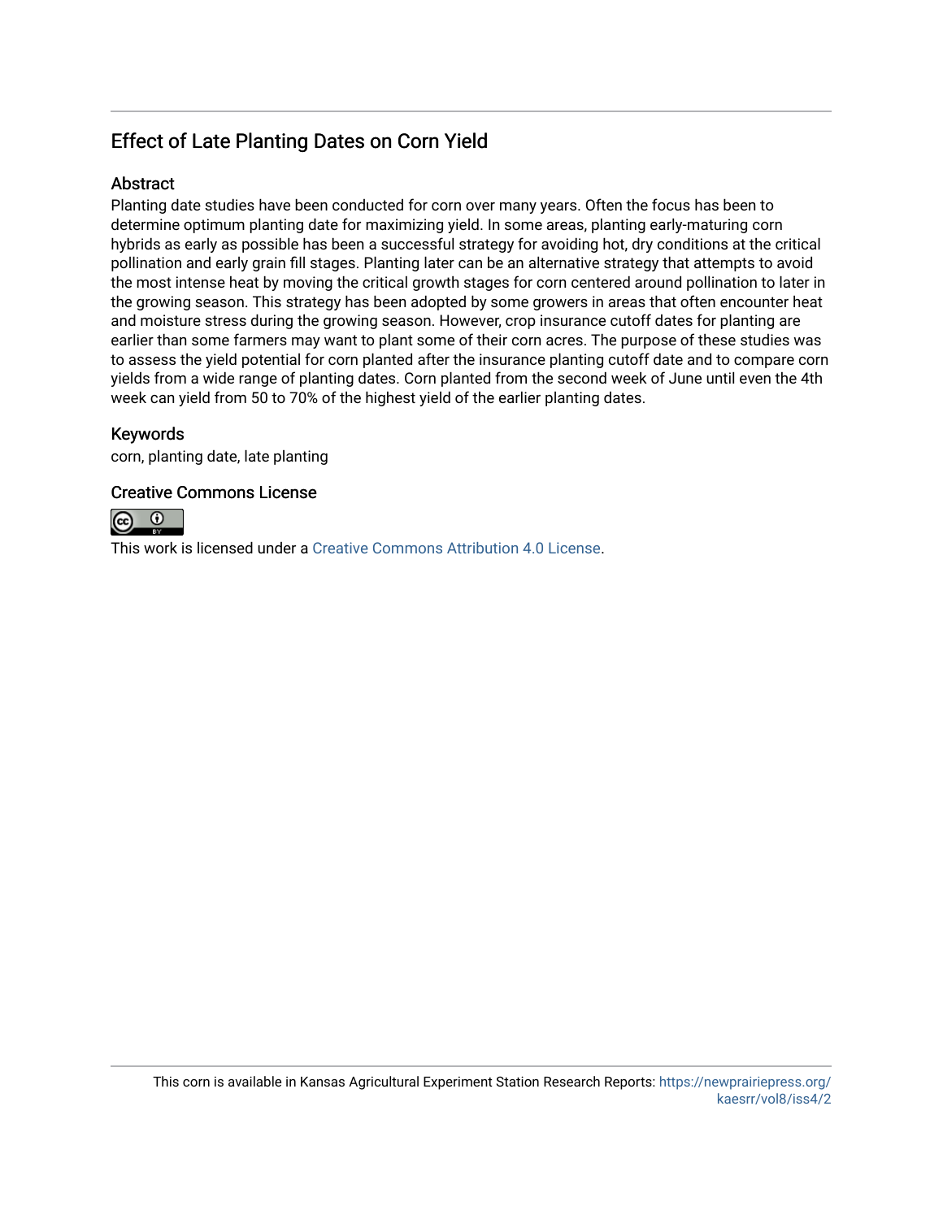## Effect of Late Planting Dates on Corn Yield

### Abstract

Planting date studies have been conducted for corn over many years. Often the focus has been to determine optimum planting date for maximizing yield. In some areas, planting early-maturing corn hybrids as early as possible has been a successful strategy for avoiding hot, dry conditions at the critical pollination and early grain fill stages. Planting later can be an alternative strategy that attempts to avoid the most intense heat by moving the critical growth stages for corn centered around pollination to later in the growing season. This strategy has been adopted by some growers in areas that often encounter heat and moisture stress during the growing season. However, crop insurance cutoff dates for planting are earlier than some farmers may want to plant some of their corn acres. The purpose of these studies was to assess the yield potential for corn planted after the insurance planting cutoff date and to compare corn yields from a wide range of planting dates. Corn planted from the second week of June until even the 4th week can yield from 50 to 70% of the highest yield of the earlier planting dates.

### Keywords

corn, planting date, late planting

### Creative Commons License

This work is licensed under a Creative Commons Attribution 4.0 License.

This corn is available in Kansas Agricultural Experiment Station Research Reports: https://newprairiepress.org/kaesrr/vol8/iss4/2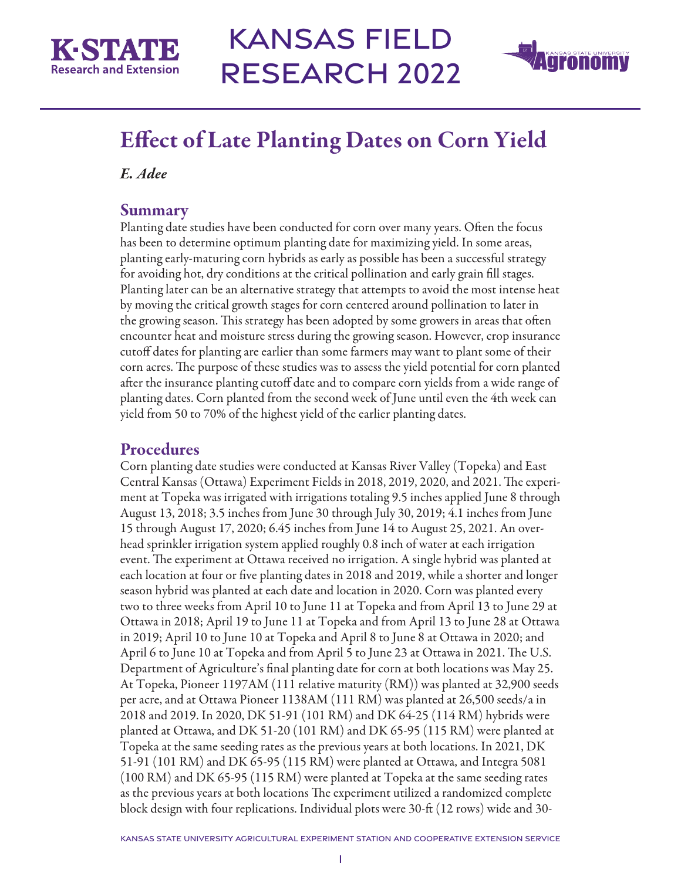# Effect of Late Planting Dates on Corn Yield

*E. Adee*

## Summary

Planting date studies have been conducted for corn over many years. Often the focus has been to determine optimum planting date for maximizing yield. In some areas, planting early-maturing corn hybrids as early as possible has been a successful strategy for avoiding hot, dry conditions at the critical pollination and early grain fill stages. Planting later can be an alternative strategy that attempts to avoid the most intense heat by moving the critical growth stages for corn centered around pollination to later in the growing season. This strategy has been adopted by some growers in areas that often encounter heat and moisture stress during the growing season. However, crop insurance cutoff dates for planting are earlier than some farmers may want to plant some of their corn acres. The purpose of these studies was to assess the yield potential for corn planted after the insurance planting cutoff date and to compare corn yields from a wide range of planting dates. Corn planted from the second week of June until even the 4th week can yield from 50 to 70% of the highest yield of the earlier planting dates.

## Procedures

Corn planting date studies were conducted at Kansas River Valley (Topeka) and East Central Kansas (Ottawa) Experiment Fields in 2018, 2019, 2020, and 2021. The experiment at Topeka was irrigated with irrigations totaling 9.5 inches applied June 8 through August 13, 2018; 3.5 inches from June 30 through July 30, 2019; 4.1 inches from June 15 through August 17, 2020; 6.45 inches from June 14 to August 25, 2021. An overhead sprinkler irrigation system applied roughly 0.8 inch of water at each irrigation event. The experiment at Ottawa received no irrigation. A single hybrid was planted at each location at four or five planting dates in 2018 and 2019, while a shorter and longer season hybrid was planted at each date and location in 2020. Corn was planted every two to three weeks from April 10 to June 11 at Topeka and from April 13 to June 29 at Ottawa in 2018; April 19 to June 11 at Topeka and from April 13 to June 28 at Ottawa in 2019; April 10 to June 10 at Topeka and April 8 to June 8 at Ottawa in 2020; and April 6 to June 10 at Topeka and from April 5 to June 23 at Ottawa in 2021. The U.S. Department of Agriculture's final planting date for corn at both locations was May 25. At Topeka, Pioneer 1197AM (111 relative maturity (RM)) was planted at 32,900 seeds per acre, and at Ottawa Pioneer 1138AM (111 RM) was planted at 26,500 seeds/a in 2018 and 2019. In 2020, DK 51-91 (101 RM) and DK 64-25 (114 RM) hybrids were planted at Ottawa, and DK 51-20 (101 RM) and DK 65-95 (115 RM) were planted at Topeka at the same seeding rates as the previous years at both locations. In 2021, DK 51-91 (101 RM) and DK 65-95 (115 RM) were planted at Ottawa, and Integra 5081 (100 RM) and DK 65-95 (115 RM) were planted at Topeka at the same seeding rates as the previous years at both locations The experiment utilized a randomized complete block design with four replications. Individual plots were 30-ft (12 rows) wide and 30-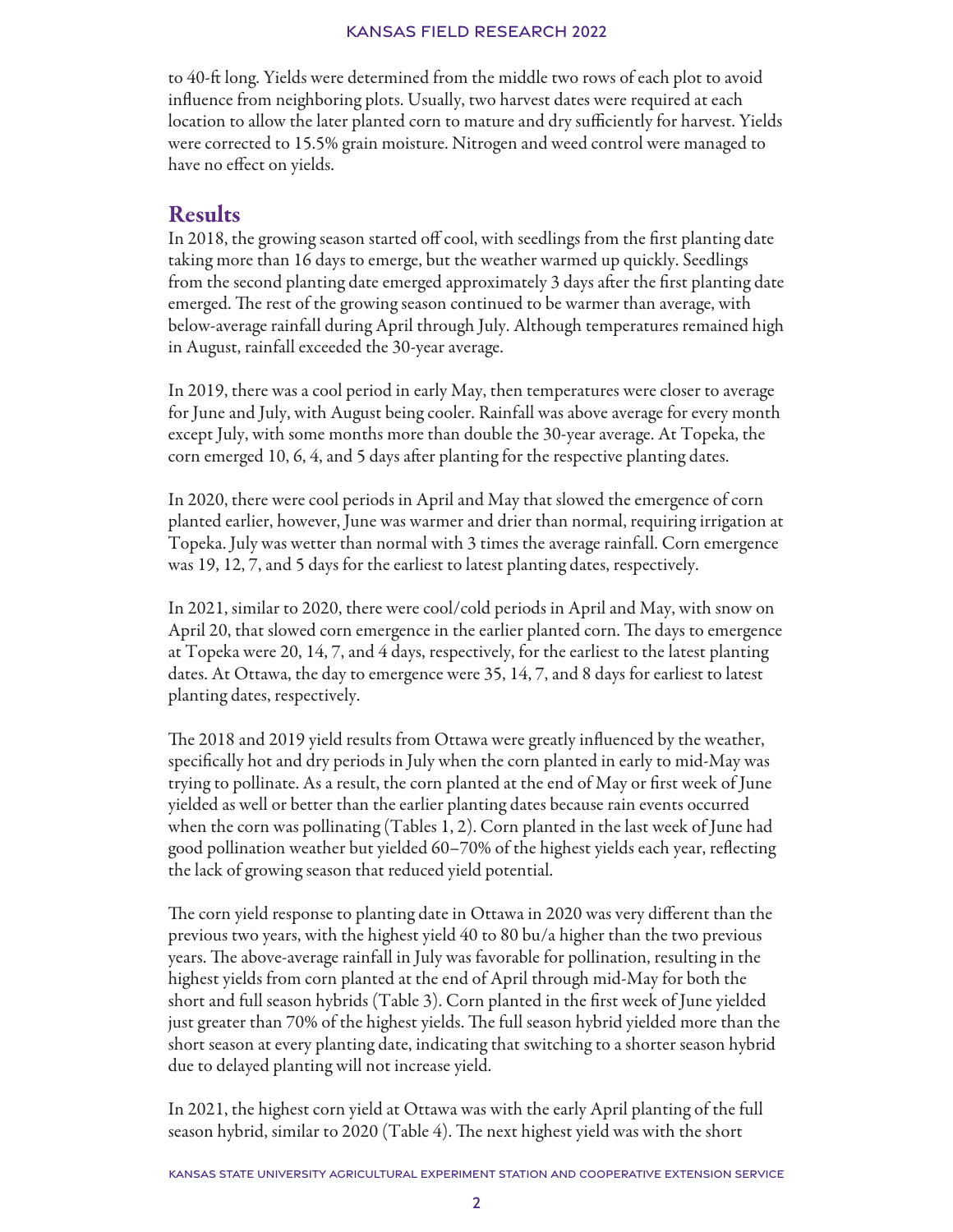to 40-ft long. Yields were determined from the middle two rows of each plot to avoid influence from neighboring plots. Usually, two harvest dates were required at each location to allow the later planted corn to mature and dry sufficiently for harvest. Yields were corrected to 15.5% grain moisture. Nitrogen and weed control were managed to have no effect on yields.

## Results

In 2018, the growing season started off cool, with seedlings from the first planting date taking more than 16 days to emerge, but the weather warmed up quickly. Seedlings from the second planting date emerged approximately 3 days after the first planting date emerged. The rest of the growing season continued to be warmer than average, with below-average rainfall during April through July. Although temperatures remained high in August, rainfall exceeded the 30-year average.

In 2019, there was a cool period in early May, then temperatures were closer to average for June and July, with August being cooler. Rainfall was above average for every month except July, with some months more than double the 30-year average. At Topeka, the corn emerged 10, 6, 4, and 5 days after planting for the respective planting dates.

In 2020, there were cool periods in April and May that slowed the emergence of corn planted earlier, however, June was warmer and drier than normal, requiring irrigation at Topeka. July was wetter than normal with 3 times the average rainfall. Corn emergence was 19, 12, 7, and 5 days for the earliest to latest planting dates, respectively.

In 2021, similar to 2020, there were cool/cold periods in April and May, with snow on April 20, that slowed corn emergence in the earlier planted corn. The days to emergence at Topeka were 20, 14, 7, and 4 days, respectively, for the earliest to the latest planting dates. At Ottawa, the day to emergence were 35, 14, 7, and 8 days for earliest to latest planting dates, respectively.

The 2018 and 2019 yield results from Ottawa were greatly influenced by the weather, specifically hot and dry periods in July when the corn planted in early to mid-May was trying to pollinate. As a result, the corn planted at the end of May or first week of June yielded as well or better than the earlier planting dates because rain events occurred when the corn was pollinating (Tables 1, 2). Corn planted in the last week of June had good pollination weather but yielded 60–70% of the highest yields each year, reflecting the lack of growing season that reduced yield potential.

The corn yield response to planting date in Ottawa in 2020 was very different than the previous two years, with the highest yield 40 to 80 bu/a higher than the two previous years. The above-average rainfall in July was favorable for pollination, resulting in the highest yields from corn planted at the end of April through mid-May for both the short and full season hybrids (Table 3). Corn planted in the first week of June yielded just greater than 70% of the highest yields. The full season hybrid yielded more than the short season at every planting date, indicating that switching to a shorter season hybrid due to delayed planting will not increase yield.

In 2021, the highest corn yield at Ottawa was with the early April planting of the full season hybrid, similar to 2020 (Table 4). The next highest yield was with the short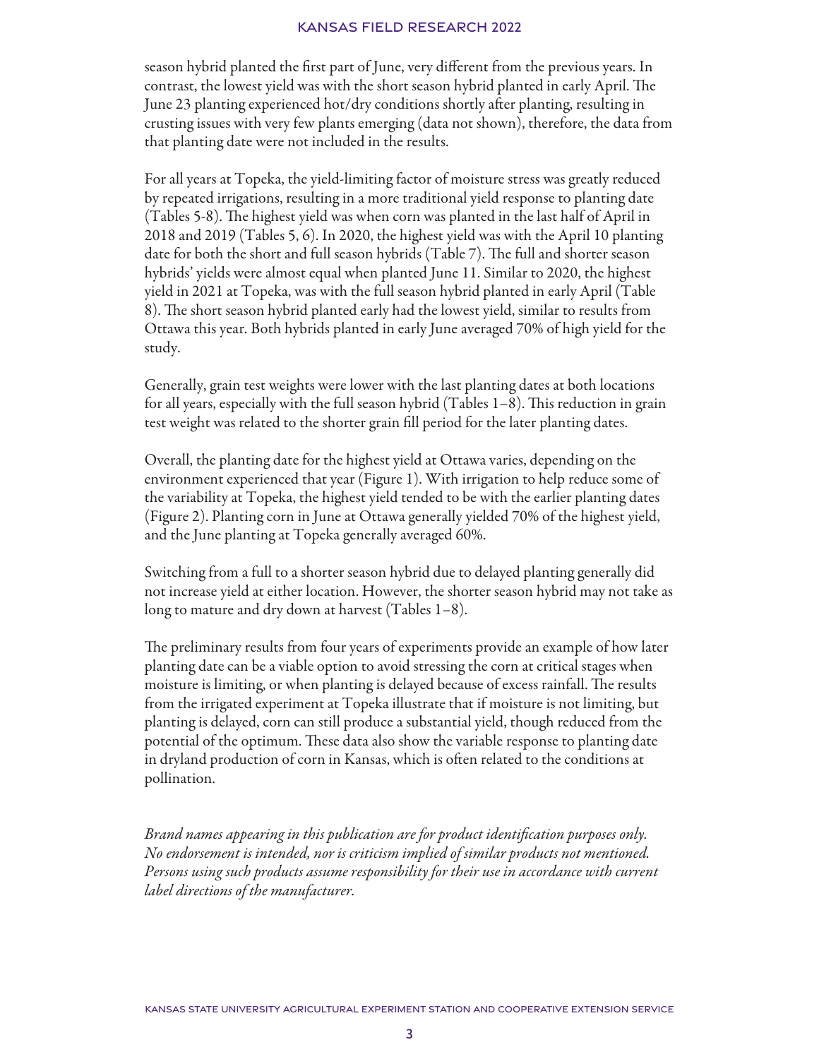season hybrid planted the first part of June, very different from the previous years. In contrast, the lowest yield was with the short season hybrid planted in early April. The June 23 planting experienced hot/dry conditions shortly after planting, resulting in crusting issues with very few plants emerging (data not shown), therefore, the data from that planting date were not included in the results.

For all years at Topeka, the yield-limiting factor of moisture stress was greatly reduced by repeated irrigations, resulting in a more traditional yield response to planting date (Tables 5-8). The highest yield was when corn was planted in the last half of April in 2018 and 2019 (Tables 5, 6). In 2020, the highest yield was with the April 10 planting date for both the short and full season hybrids (Table 7). The full and shorter season hybrids' yields were almost equal when planted June 11. Similar to 2020, the highest yield in 2021 at Topeka, was with the full season hybrid planted in early April (Table 8). The short season hybrid planted early had the lowest yield, similar to results from Ottawa this year. Both hybrids planted in early June averaged 70% of high yield for the study.

Generally, grain test weights were lower with the last planting dates at both locations for all years, especially with the full season hybrid (Tables 1–8). This reduction in grain test weight was related to the shorter grain fill period for the later planting dates.

Overall, the planting date for the highest yield at Ottawa varies, depending on the environment experienced that year (Figure 1). With irrigation to help reduce some of the variability at Topeka, the highest yield tended to be with the earlier planting dates (Figure 2). Planting corn in June at Ottawa generally yielded 70% of the highest yield, and the June planting at Topeka generally averaged 60%.

Switching from a full to a shorter season hybrid due to delayed planting generally did not increase yield at either location. However, the shorter season hybrid may not take as long to mature and dry down at harvest (Tables 1–8).

The preliminary results from four years of experiments provide an example of how later planting date can be a viable option to avoid stressing the corn at critical stages when moisture is limiting, or when planting is delayed because of excess rainfall. The results from the irrigated experiment at Topeka illustrate that if moisture is not limiting, but planting is delayed, corn can still produce a substantial yield, though reduced from the potential of the optimum. These data also show the variable response to planting date in dryland production of corn in Kansas, which is often related to the conditions at pollination.

*Brand names appearing in this publication are for product identification purposes only. No endorsement is intended, nor is criticism implied of similar products not mentioned. Persons using such products assume responsibility for their use in accordance with current label directions of the manufacturer.*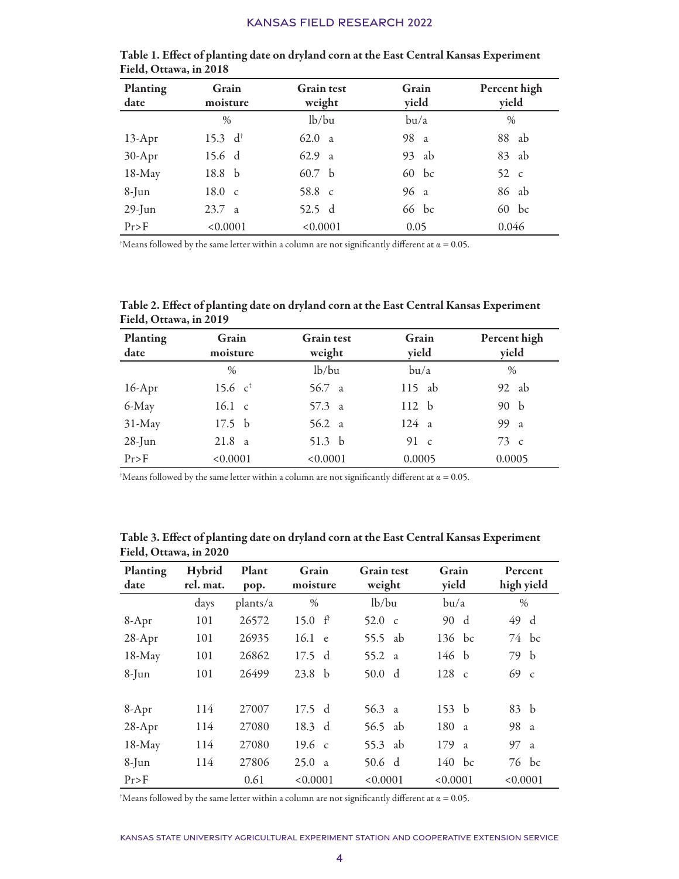**Table 1. Effect of planting date on dryland corn at the East Central Kansas Experiment Field, Ottawa, in 2018**

| Planting date | Grain moisture | Grain test weight | Grain yield | Percent high yield |
|---|---|---|---|---|
| | % | lb/bu | bu/a | % |
| 13-Apr | 15.3 d[†] | 62.0 a | 98 a | 88 ab |
| 30-Apr | 15.6 d | 62.9 a | 93 ab | 83 ab |
| 18-May | 18.8 b | 60.7 b | 60 bc | 52 c |
| 8-Jun | 18.0 c | 58.8 c | 96 a | 86 ab |
| 29-Jun | 23.7 a | 52.5 d | 66 bc | 60 bc |
| Pr>F | <0.0001 | <0.0001 | 0.05 | 0.046 |

[†]Means followed by the same letter within a column are not significantly different at $\alpha = 0.05$.

**Table 2. Effect of planting date on dryland corn at the East Central Kansas Experiment Field, Ottawa, in 2019**

| Planting date | Grain moisture | Grain test weight | Grain yield | Percent high yield |
|---|---|---|---|---|
| | % | lb/bu | bu/a | % |
| 16-Apr | 15.6 c[†] | 56.7 a | 115 ab | 92 ab |
| 6-May | 16.1 c | 57.3 a | 112 b | 90 b |
| 31-May | 17.5 b | 56.2 a | 124 a | 99 a |
| 28-Jun | 21.8 a | 51.3 b | 91 c | 73 c |
| Pr>F | <0.0001 | <0.0001 | 0.0005 | 0.0005 |

[†]Means followed by the same letter within a column are not significantly different at $\alpha = 0.05$.

**Table 3. Effect of planting date on dryland corn at the East Central Kansas Experiment Field, Ottawa, in 2020**

| Planting date | Hybrid rel. mat. | Plant pop. | Grain moisture | Grain test weight | Grain yield | Percent high yield |
|---|---|---|---|---|---|---|
| | days | plants/a | % | lb/bu | bu/a | % |
| 8-Apr | 101 | 26572 | 15.0 f[†] | 52.0 c | 90 d | 49 d |
| 28-Apr | 101 | 26935 | 16.1 e | 55.5 ab | 136 bc | 74 bc |
| 18-May | 101 | 26862 | 17.5 d | 55.2 a | 146 b | 79 b |
| 8-Jun | 101 | 26499 | 23.8 b | 50.0 d | 128 c | 69 c |
| | | | | | | |
| 8-Apr | 114 | 27007 | 17.5 d | 56.3 a | 153 b | 83 b |
| 28-Apr | 114 | 27080 | 18.3 d | 56.5 ab | 180 a | 98 a |
| 18-May | 114 | 27080 | 19.6 c | 55.3 ab | 179 a | 97 a |
| 8-Jun | 114 | 27806 | 25.0 a | 50.6 d | 140 bc | 76 bc |
| Pr>F | | 0.61 | <0.0001 | <0.0001 | <0.0001 | <0.0001 |

[†]Means followed by the same letter within a column are not significantly different at $\alpha = 0.05$.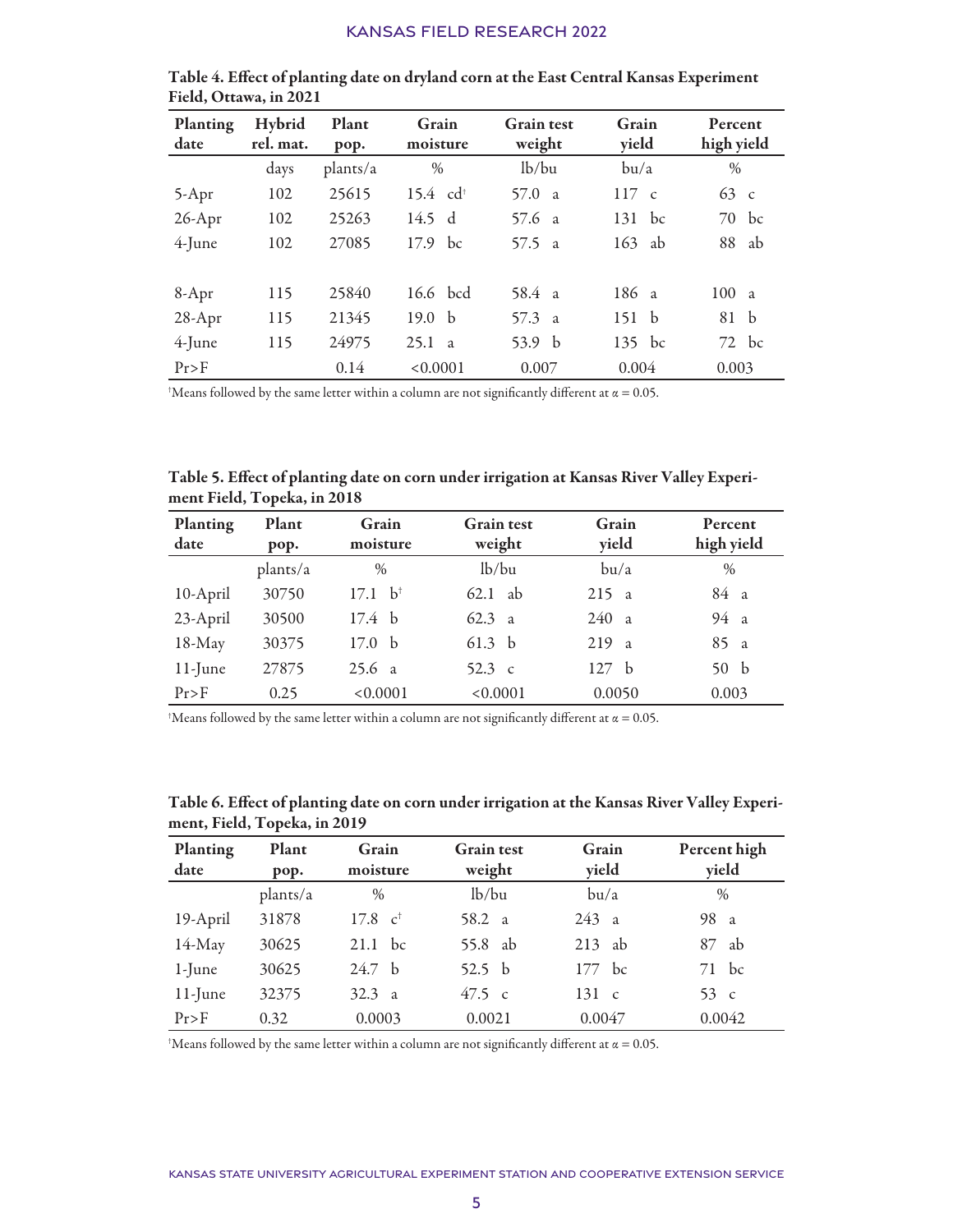**Table 4. Effect of planting date on dryland corn at the East Central Kansas Experiment Field, Ottawa, in 2021**

| Planting date | Hybrid rel. mat. | Plant pop. | Grain moisture | Grain test weight | Grain yield | Percent high yield |
|---|---|---|---|---|---|---|
| | days | plants/a | % | lb/bu | bu/a | % |
| 5-Apr | 102 | 25615 | 15.4 cd[†] | 57.0 a | 117 c | 63 c |
| 26-Apr | 102 | 25263 | 14.5 d | 57.6 a | 131 bc | 70 bc |
| 4-June | 102 | 27085 | 17.9 bc | 57.5 a | 163 ab | 88 ab |
| | | | | | | |
| 8-Apr | 115 | 25840 | 16.6 bcd | 58.4 a | 186 a | 100 a |
| 28-Apr | 115 | 21345 | 19.0 b | 57.3 a | 151 b | 81 b |
| 4-June | 115 | 24975 | 25.1 a | 53.9 b | 135 bc | 72 bc |
| Pr>F | | 0.14 | <0.0001 | 0.007 | 0.004 | 0.003 |

[†]Means followed by the same letter within a column are not significantly different at $\alpha = 0.05$.

**Table 5. Effect of planting date on corn under irrigation at Kansas River Valley Experiment Field, Topeka, in 2018**

| Planting date | Plant pop. | Grain moisture | Grain test weight | Grain yield | Percent high yield |
|---|---|---|---|---|---|
| | plants/a | % | lb/bu | bu/a | % |
| 10-April | 30750 | 17.1 b[†] | 62.1 ab | 215 a | 84 a |
| 23-April | 30500 | 17.4 b | 62.3 a | 240 a | 94 a |
| 18-May | 30375 | 17.0 b | 61.3 b | 219 a | 85 a |
| 11-June | 27875 | 25.6 a | 52.3 c | 127 b | 50 b |
| Pr>F | 0.25 | <0.0001 | <0.0001 | 0.0050 | 0.003 |

[†]Means followed by the same letter within a column are not significantly different at $\alpha = 0.05$.

**Table 6. Effect of planting date on corn under irrigation at the Kansas River Valley Experiment, Field, Topeka, in 2019**

| Planting date | Plant pop. | Grain moisture | Grain test weight | Grain yield | Percent high yield |
|---|---|---|---|---|---|
| | plants/a | % | lb/bu | bu/a | % |
| 19-April | 31878 | 17.8 c[†] | 58.2 a | 243 a | 98 a |
| 14-May | 30625 | 21.1 bc | 55.8 ab | 213 ab | 87 ab |
| 1-June | 30625 | 24.7 b | 52.5 b | 177 bc | 71 bc |
| 11-June | 32375 | 32.3 a | 47.5 c | 131 c | 53 c |
| Pr>F | 0.32 | 0.0003 | 0.0021 | 0.0047 | 0.0042 |

[†]Means followed by the same letter within a column are not significantly different at $\alpha = 0.05$.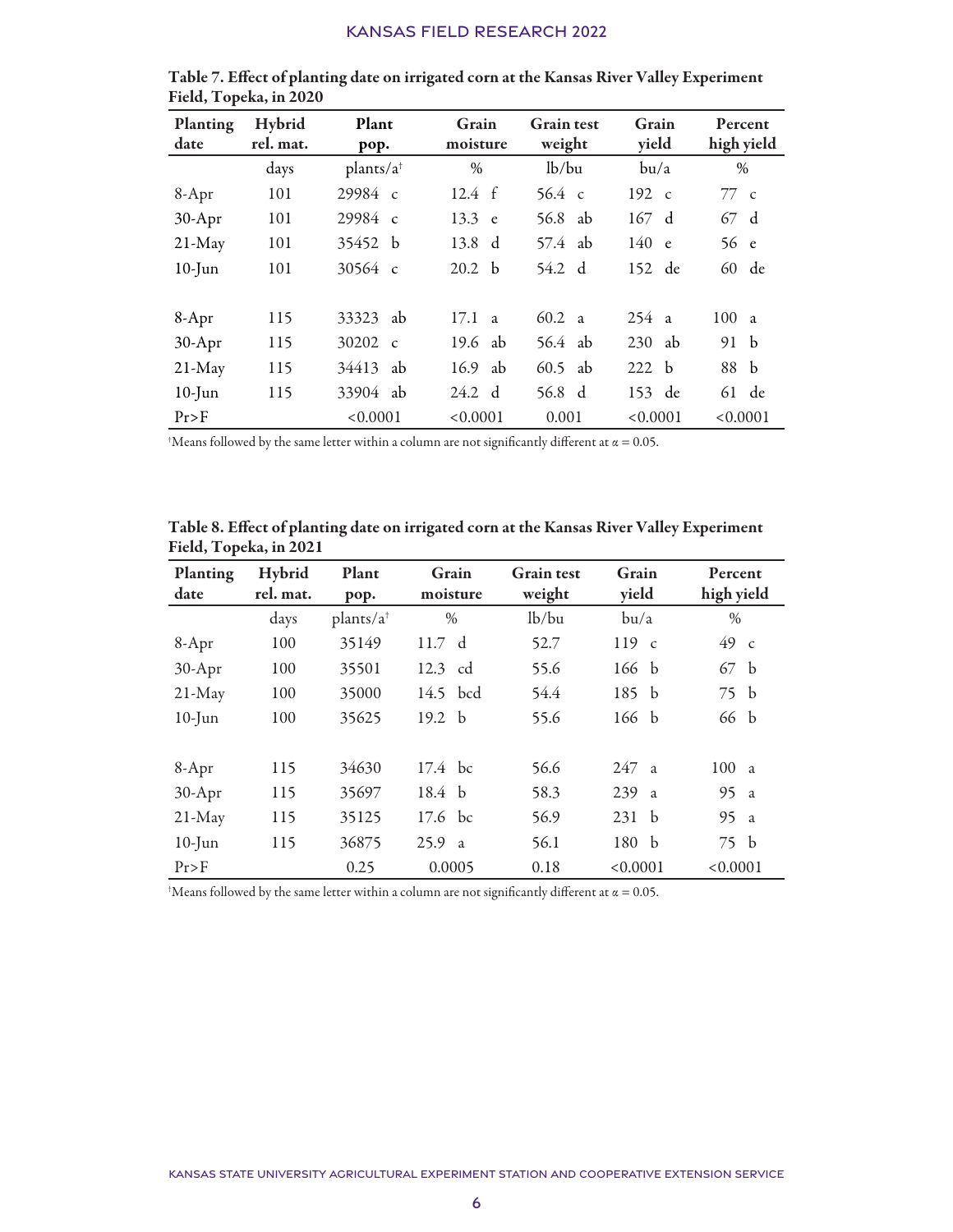**Table 7. Effect of planting date on irrigated corn at the Kansas River Valley Experiment Field, Topeka, in 2020**

| Planting date | Hybrid rel. mat. | Plant pop. | Grain moisture | Grain test weight | Grain yield | Percent high yield |
|---|---|---|---|---|---|---|
| | days | plants/a† | % | lb/bu | bu/a | % |
| 8-Apr | 101 | 29984 c | 12.4 f | 56.4 c | 192 c | 77 c |
| 30-Apr | 101 | 29984 c | 13.3 e | 56.8 ab | 167 d | 67 d |
| 21-May | 101 | 35452 b | 13.8 d | 57.4 ab | 140 e | 56 e |
| 10-Jun | 101 | 30564 c | 20.2 b | 54.2 d | 152 de | 60 de |
| | | | | | | |
| 8-Apr | 115 | 33323 ab | 17.1 a | 60.2 a | 254 a | 100 a |
| 30-Apr | 115 | 30202 c | 19.6 ab | 56.4 ab | 230 ab | 91 b |
| 21-May | 115 | 34413 ab | 16.9 ab | 60.5 ab | 222 b | 88 b |
| 10-Jun | 115 | 33904 ab | 24.2 d | 56.8 d | 153 de | 61 de |
| Pr>F | | <0.0001 | <0.0001 | 0.001 | <0.0001 | <0.0001 |

†Means followed by the same letter within a column are not significantly different at $\alpha = 0.05$.

**Table 8. Effect of planting date on irrigated corn at the Kansas River Valley Experiment Field, Topeka, in 2021**

| Planting date | Hybrid rel. mat. | Plant pop. | Grain moisture | Grain test weight | Grain yield | Percent high yield |
|---|---|---|---|---|---|---|
| | days | plants/a† | % | lb/bu | bu/a | % |
| 8-Apr | 100 | 35149 | 11.7 d | 52.7 | 119 c | 49 c |
| 30-Apr | 100 | 35501 | 12.3 cd | 55.6 | 166 b | 67 b |
| 21-May | 100 | 35000 | 14.5 bcd | 54.4 | 185 b | 75 b |
| 10-Jun | 100 | 35625 | 19.2 b | 55.6 | 166 b | 66 b |
| | | | | | | |
| 8-Apr | 115 | 34630 | 17.4 bc | 56.6 | 247 a | 100 a |
| 30-Apr | 115 | 35697 | 18.4 b | 58.3 | 239 a | 95 a |
| 21-May | 115 | 35125 | 17.6 bc | 56.9 | 231 b | 95 a |
| 10-Jun | 115 | 36875 | 25.9 a | 56.1 | 180 b | 75 b |
| Pr>F | | 0.25 | 0.0005 | 0.18 | <0.0001 | <0.0001 |

†Means followed by the same letter within a column are not significantly different at $\alpha = 0.05$.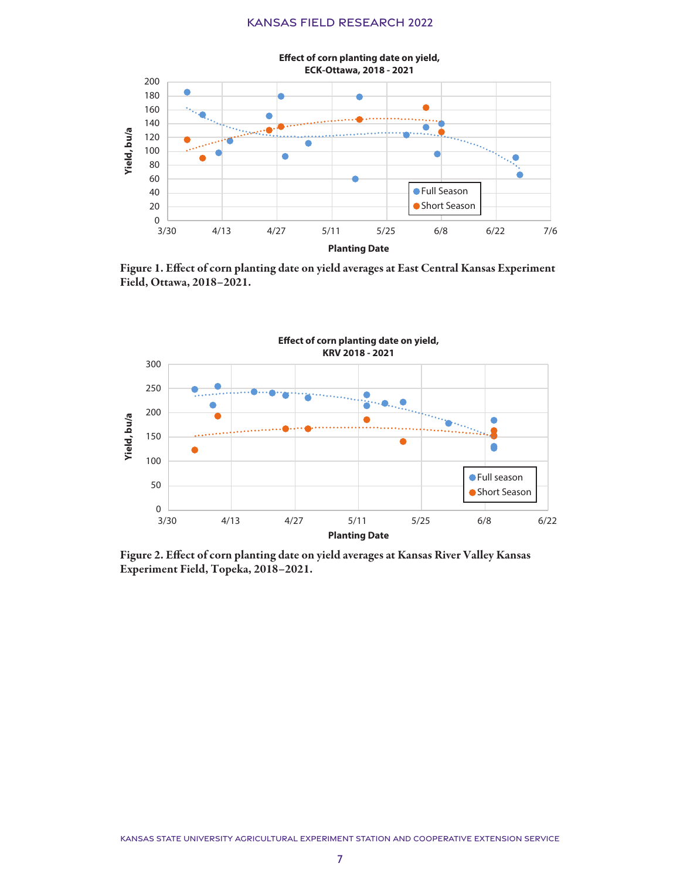Effect of corn planting date on yield,
ECK-Ottawa, 2018 - 2021

Yield, bu/a

200
180
160
140
120
100
80
60
40
20
0

3/30 4/13 4/27 5/11 5/25 6/8 6/22 7/6

Planting Date

Full Season
Short Season

**Figure 1. Effect of corn planting date on yield averages at East Central Kansas Experiment Field, Ottawa, 2018–2021.**

Effect of corn planting date on yield,
KRV 2018 - 2021

Yield, bu/a

300
250
200
150
100
50
0

3/30 4/13 4/27 5/11 5/25 6/8 6/22

Planting Date

Full season
Short Season

**Figure 2. Effect of corn planting date on yield averages at Kansas River Valley Kansas Experiment Field, Topeka, 2018–2021.**